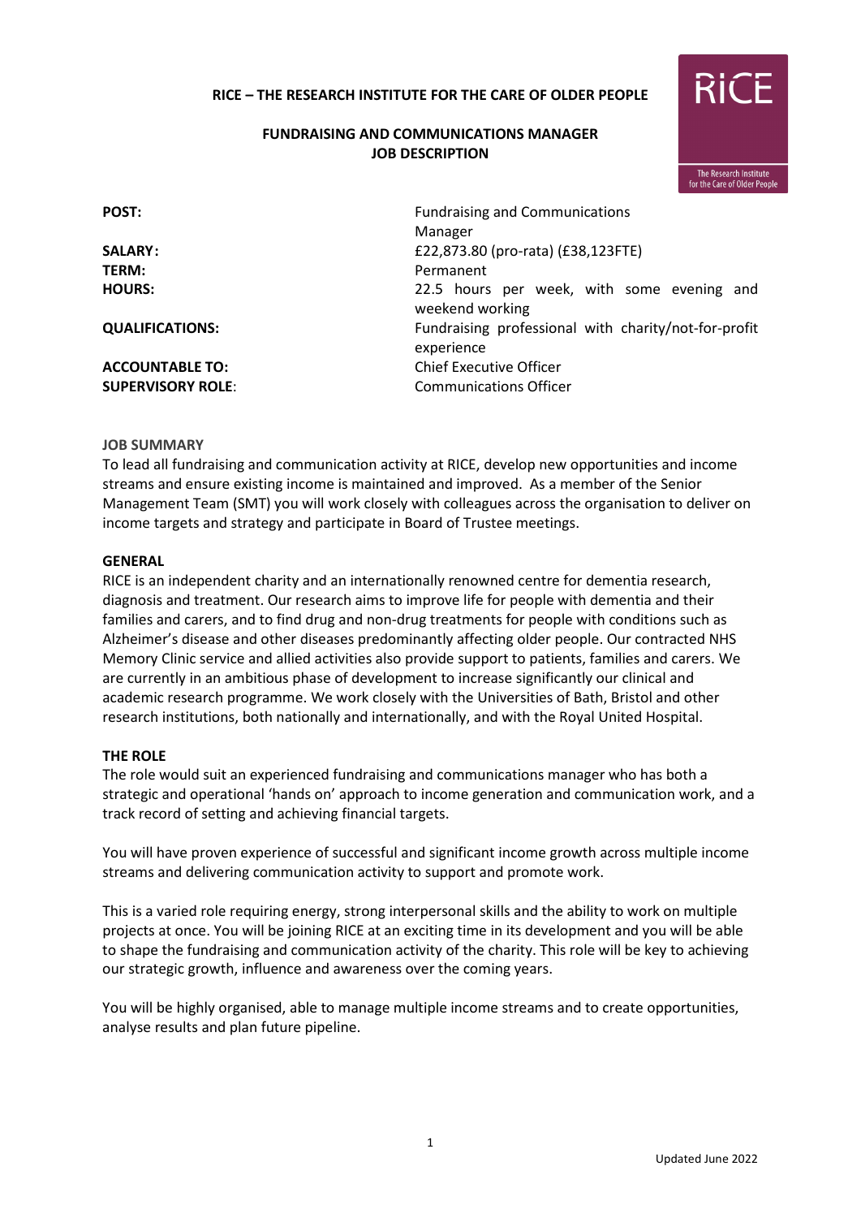**RICE – THE RESEARCH INSTITUTE FOR THE CARE OF OLDER PEOPLE**

**FUNDRAISING AND COMMUNICATIONS MANAGER**
**JOB DESCRIPTION**

| | |
|---|---|
| **POST:** | Fundraising and Communications Manager |
| **SALARY:** | £22,873.80 (pro-rata) (£38,123FTE) |
| **TERM:** | Permanent |
| **HOURS:** | 22.5 hours per week, with some evening and weekend working |
| **QUALIFICATIONS:** | Fundraising professional with charity/not-for-profit experience |
| **ACCOUNTABLE TO:** | Chief Executive Officer |
| **SUPERVISORY ROLE:** | Communications Officer |

**JOB SUMMARY**

To lead all fundraising and communication activity at RICE, develop new opportunities and income streams and ensure existing income is maintained and improved. As a member of the Senior Management Team (SMT) you will work closely with colleagues across the organisation to deliver on income targets and strategy and participate in Board of Trustee meetings.

**GENERAL**

RICE is an independent charity and an internationally renowned centre for dementia research, diagnosis and treatment. Our research aims to improve life for people with dementia and their families and carers, and to find drug and non-drug treatments for people with conditions such as Alzheimer's disease and other diseases predominantly affecting older people. Our contracted NHS Memory Clinic service and allied activities also provide support to patients, families and carers. We are currently in an ambitious phase of development to increase significantly our clinical and academic research programme. We work closely with the Universities of Bath, Bristol and other research institutions, both nationally and internationally, and with the Royal United Hospital.

**THE ROLE**

The role would suit an experienced fundraising and communications manager who has both a strategic and operational 'hands on' approach to income generation and communication work, and a track record of setting and achieving financial targets.

You will have proven experience of successful and significant income growth across multiple income streams and delivering communication activity to support and promote work.

This is a varied role requiring energy, strong interpersonal skills and the ability to work on multiple projects at once. You will be joining RICE at an exciting time in its development and you will be able to shape the fundraising and communication activity of the charity. This role will be key to achieving our strategic growth, influence and awareness over the coming years.

You will be highly organised, able to manage multiple income streams and to create opportunities, analyse results and plan future pipeline.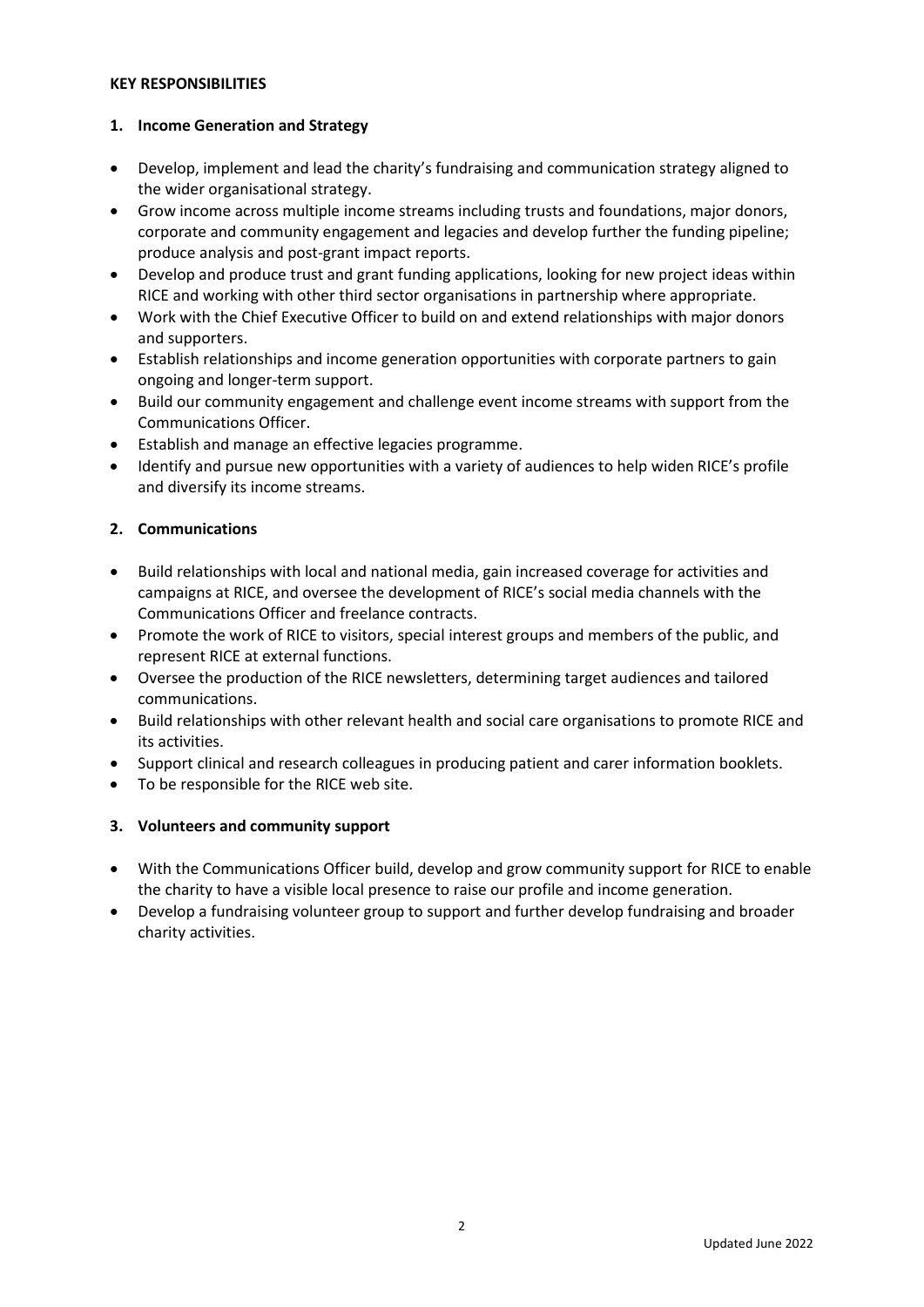**KEY RESPONSIBILITIES**

## 1. Income Generation and Strategy

- Develop, implement and lead the charity's fundraising and communication strategy aligned to the wider organisational strategy.
- Grow income across multiple income streams including trusts and foundations, major donors, corporate and community engagement and legacies and develop further the funding pipeline; produce analysis and post-grant impact reports.
- Develop and produce trust and grant funding applications, looking for new project ideas within RICE and working with other third sector organisations in partnership where appropriate.
- Work with the Chief Executive Officer to build on and extend relationships with major donors and supporters.
- Establish relationships and income generation opportunities with corporate partners to gain ongoing and longer-term support.
- Build our community engagement and challenge event income streams with support from the Communications Officer.
- Establish and manage an effective legacies programme.
- Identify and pursue new opportunities with a variety of audiences to help widen RICE's profile and diversify its income streams.

## 2. Communications

- Build relationships with local and national media, gain increased coverage for activities and campaigns at RICE, and oversee the development of RICE's social media channels with the Communications Officer and freelance contracts.
- Promote the work of RICE to visitors, special interest groups and members of the public, and represent RICE at external functions.
- Oversee the production of the RICE newsletters, determining target audiences and tailored communications.
- Build relationships with other relevant health and social care organisations to promote RICE and its activities.
- Support clinical and research colleagues in producing patient and carer information booklets.
- To be responsible for the RICE web site.

## 3. Volunteers and community support

- With the Communications Officer build, develop and grow community support for RICE to enable the charity to have a visible local presence to raise our profile and income generation.
- Develop a fundraising volunteer group to support and further develop fundraising and broader charity activities.

Updated June 2022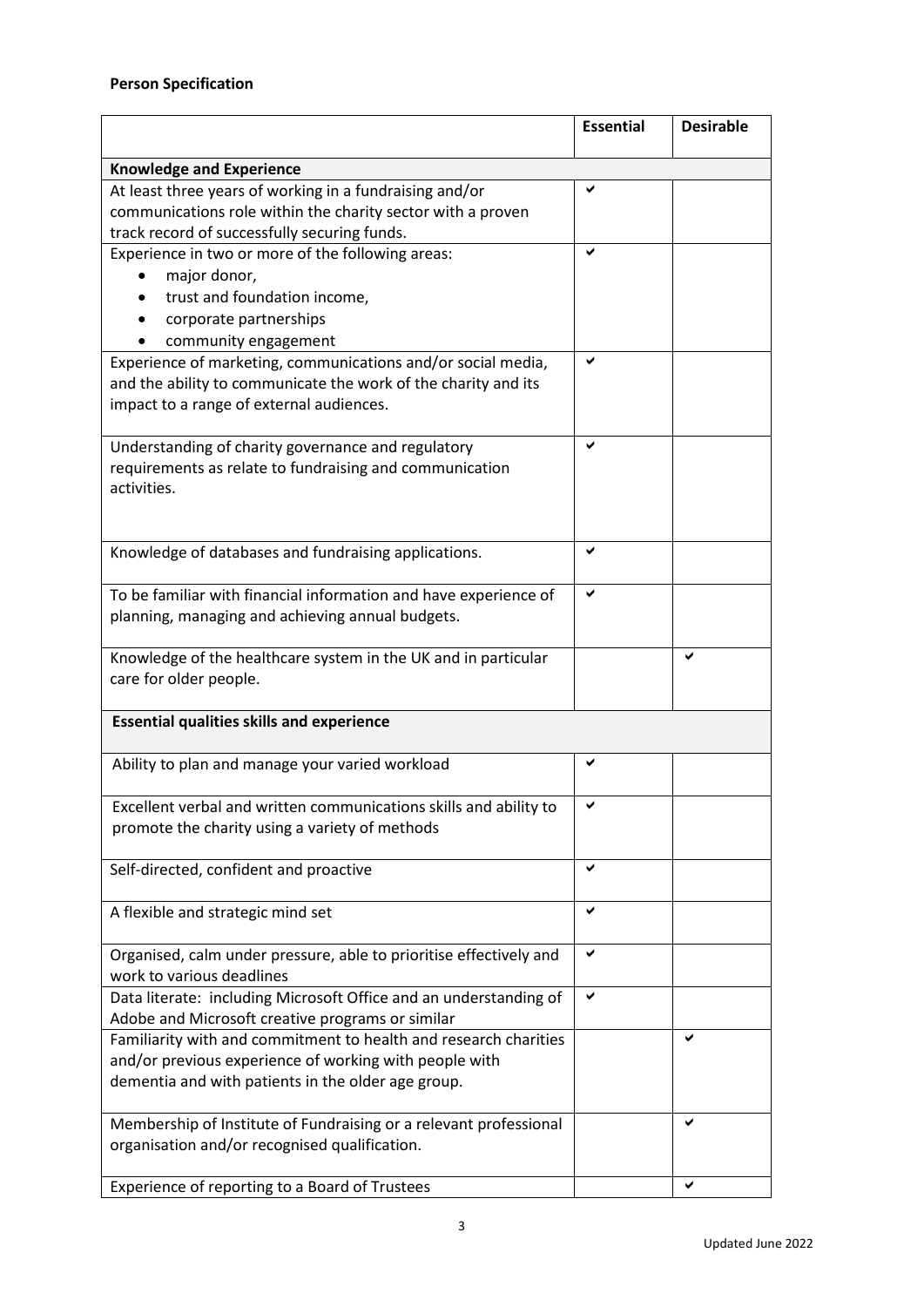## Person Specification

| | Essential | Desirable |
|---|---|---|
| **Knowledge and Experience** | | |
| At least three years of working in a fundraising and/or communications role within the charity sector with a proven track record of successfully securing funds. | ✔ | |
| Experience in two or more of the following areas:<br>• major donor,<br>• trust and foundation income,<br>• corporate partnerships<br>• community engagement | ✔ | |
| Experience of marketing, communications and/or social media, and the ability to communicate the work of the charity and its impact to a range of external audiences. | ✔ | |
| Understanding of charity governance and regulatory requirements as relate to fundraising and communication activities. | ✔ | |
| Knowledge of databases and fundraising applications. | ✔ | |
| To be familiar with financial information and have experience of planning, managing and achieving annual budgets. | ✔ | |
| Knowledge of the healthcare system in the UK and in particular care for older people. | | ✔ |
| **Essential qualities skills and experience** | | |
| Ability to plan and manage your varied workload | ✔ | |
| Excellent verbal and written communications skills and ability to promote the charity using a variety of methods | ✔ | |
| Self-directed, confident and proactive | ✔ | |
| A flexible and strategic mind set | ✔ | |
| Organised, calm under pressure, able to prioritise effectively and work to various deadlines | ✔ | |
| Data literate: including Microsoft Office and an understanding of Adobe and Microsoft creative programs or similar | ✔ | |
| Familiarity with and commitment to health and research charities and/or previous experience of working with people with dementia and with patients in the older age group. | | ✔ |
| Membership of Institute of Fundraising or a relevant professional organisation and/or recognised qualification. | | ✔ |
| Experience of reporting to a Board of Trustees | | ✔ |

Updated June 2022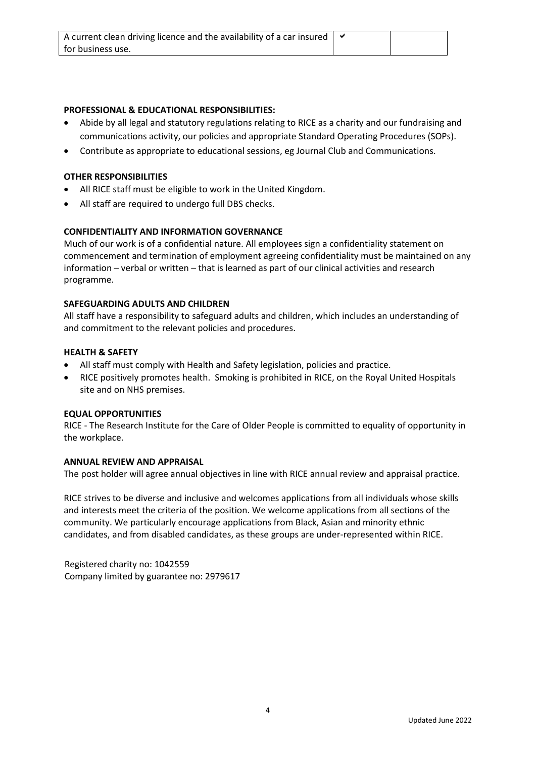| | | |
|---|---|---|
| A current clean driving licence and the availability of a car insured for business use. | ✔ | |

**PROFESSIONAL & EDUCATIONAL RESPONSIBILITIES:**

- Abide by all legal and statutory regulations relating to RICE as a charity and our fundraising and communications activity, our policies and appropriate Standard Operating Procedures (SOPs).
- Contribute as appropriate to educational sessions, eg Journal Club and Communications.

**OTHER RESPONSIBILITIES**

- All RICE staff must be eligible to work in the United Kingdom.
- All staff are required to undergo full DBS checks.

**CONFIDENTIALITY AND INFORMATION GOVERNANCE**

Much of our work is of a confidential nature. All employees sign a confidentiality statement on commencement and termination of employment agreeing confidentiality must be maintained on any information – verbal or written – that is learned as part of our clinical activities and research programme.

**SAFEGUARDING ADULTS AND CHILDREN**

All staff have a responsibility to safeguard adults and children, which includes an understanding of and commitment to the relevant policies and procedures.

**HEALTH & SAFETY**

- All staff must comply with Health and Safety legislation, policies and practice.
- RICE positively promotes health. Smoking is prohibited in RICE, on the Royal United Hospitals site and on NHS premises.

**EQUAL OPPORTUNITIES**

RICE - The Research Institute for the Care of Older People is committed to equality of opportunity in the workplace.

**ANNUAL REVIEW AND APPRAISAL**

The post holder will agree annual objectives in line with RICE annual review and appraisal practice.

RICE strives to be diverse and inclusive and welcomes applications from all individuals whose skills and interests meet the criteria of the position. We welcome applications from all sections of the community. We particularly encourage applications from Black, Asian and minority ethnic candidates, and from disabled candidates, as these groups are under-represented within RICE.

Registered charity no: 1042559
Company limited by guarantee no: 2979617

Updated June 2022